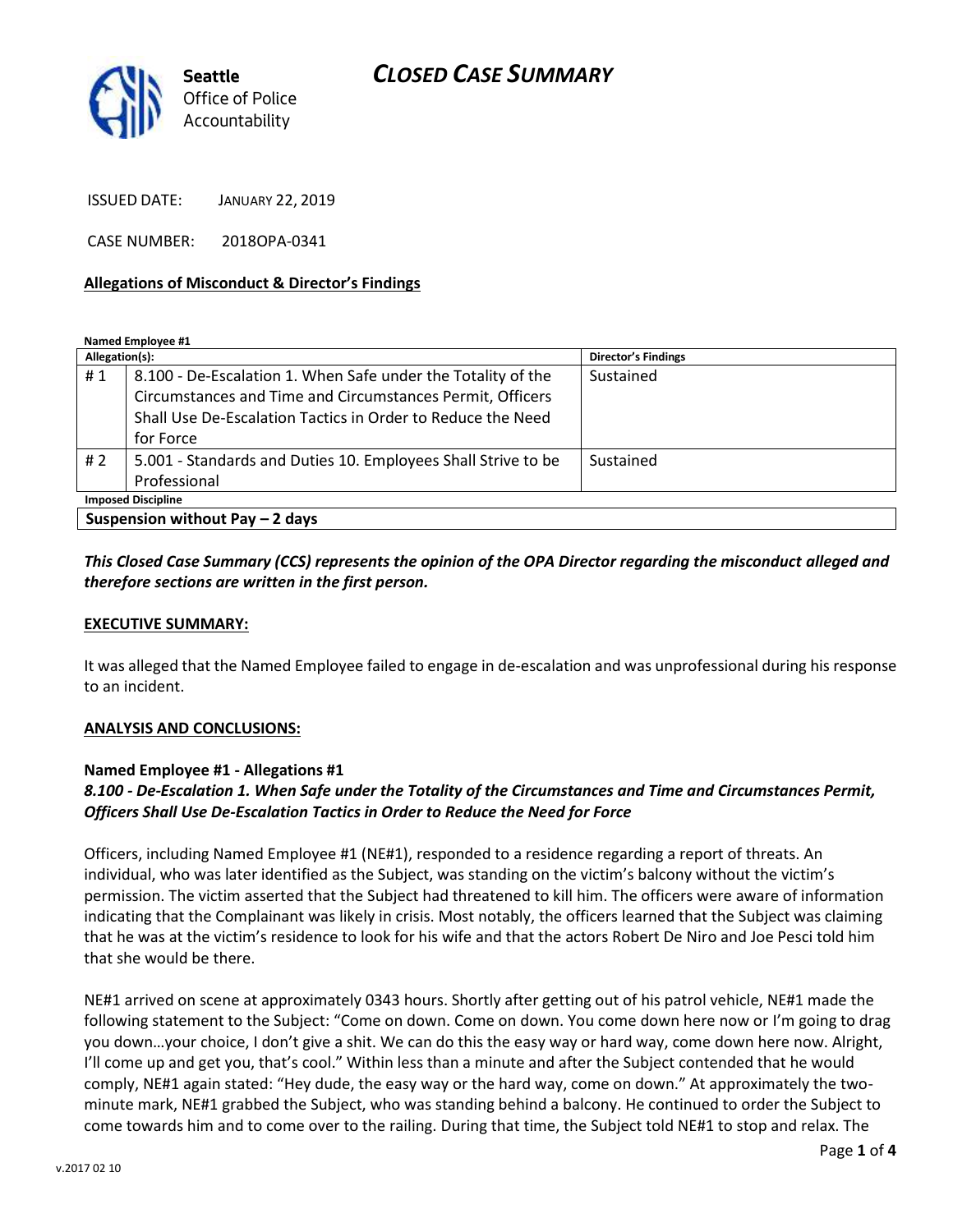Seattle Office of Police Accountability

# CLOSED CASE SUMMARY

ISSUED DATE: JANUARY 22, 2019

CASE NUMBER: 2018OPA-0341

## Allegations of Misconduct & Director's Findings

**Named Employee #1**

| Allegation(s): | | Director's Findings |
|---|---|---|
| # 1 | 8.100 - De-Escalation 1. When Safe under the Totality of the Circumstances and Time and Circumstances Permit, Officers Shall Use De-Escalation Tactics in Order to Reduce the Need for Force | Sustained |
| # 2 | 5.001 - Standards and Duties 10. Employees Shall Strive to be Professional | Sustained |
| **Imposed Discipline** | | |
| **Suspension without Pay – 2 days** | | |

***This Closed Case Summary (CCS) represents the opinion of the OPA Director regarding the misconduct alleged and therefore sections are written in the first person.***

## EXECUTIVE SUMMARY:

It was alleged that the Named Employee failed to engage in de-escalation and was unprofessional during his response to an incident.

## ANALYSIS AND CONCLUSIONS:

### Named Employee #1 - Allegations #1
***8.100 - De-Escalation 1. When Safe under the Totality of the Circumstances and Time and Circumstances Permit, Officers Shall Use De-Escalation Tactics in Order to Reduce the Need for Force***

Officers, including Named Employee #1 (NE#1), responded to a residence regarding a report of threats. An individual, who was later identified as the Subject, was standing on the victim's balcony without the victim's permission. The victim asserted that the Subject had threatened to kill him. The officers were aware of information indicating that the Complainant was likely in crisis. Most notably, the officers learned that the Subject was claiming that he was at the victim's residence to look for his wife and that the actors Robert De Niro and Joe Pesci told him that she would be there.

NE#1 arrived on scene at approximately 0343 hours. Shortly after getting out of his patrol vehicle, NE#1 made the following statement to the Subject: "Come on down. Come on down. You come down here now or I'm going to drag you down…your choice, I don't give a shit. We can do this the easy way or hard way, come down here now. Alright, I'll come up and get you, that's cool." Within less than a minute and after the Subject contended that he would comply, NE#1 again stated: "Hey dude, the easy way or the hard way, come on down." At approximately the two-minute mark, NE#1 grabbed the Subject, who was standing behind a balcony. He continued to order the Subject to come towards him and to come over to the railing. During that time, the Subject told NE#1 to stop and relax. The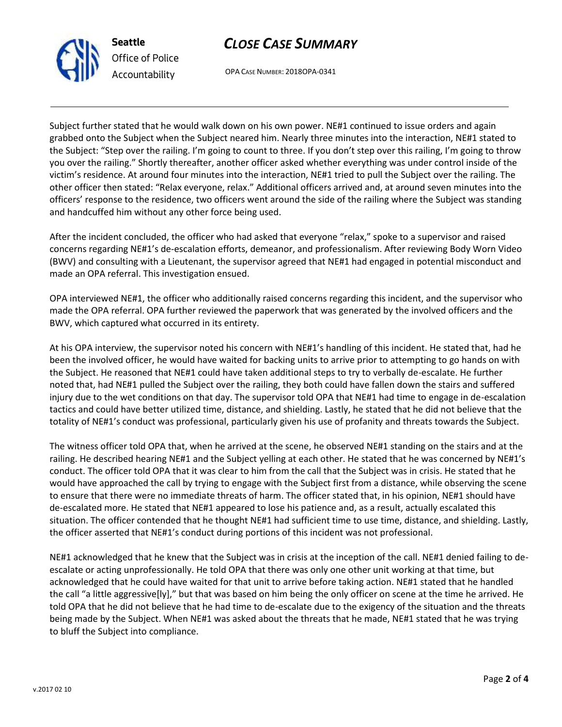Subject further stated that he would walk down on his own power. NE#1 continued to issue orders and again grabbed onto the Subject when the Subject neared him. Nearly three minutes into the interaction, NE#1 stated to the Subject: "Step over the railing. I'm going to count to three. If you don't step over this railing, I'm going to throw you over the railing." Shortly thereafter, another officer asked whether everything was under control inside of the victim's residence. At around four minutes into the interaction, NE#1 tried to pull the Subject over the railing. The other officer then stated: "Relax everyone, relax." Additional officers arrived and, at around seven minutes into the officers' response to the residence, two officers went around the side of the railing where the Subject was standing and handcuffed him without any other force being used.

After the incident concluded, the officer who had asked that everyone "relax," spoke to a supervisor and raised concerns regarding NE#1's de-escalation efforts, demeanor, and professionalism. After reviewing Body Worn Video (BWV) and consulting with a Lieutenant, the supervisor agreed that NE#1 had engaged in potential misconduct and made an OPA referral. This investigation ensued.

OPA interviewed NE#1, the officer who additionally raised concerns regarding this incident, and the supervisor who made the OPA referral. OPA further reviewed the paperwork that was generated by the involved officers and the BWV, which captured what occurred in its entirety.

At his OPA interview, the supervisor noted his concern with NE#1's handling of this incident. He stated that, had he been the involved officer, he would have waited for backing units to arrive prior to attempting to go hands on with the Subject. He reasoned that NE#1 could have taken additional steps to try to verbally de-escalate. He further noted that, had NE#1 pulled the Subject over the railing, they both could have fallen down the stairs and suffered injury due to the wet conditions on that day. The supervisor told OPA that NE#1 had time to engage in de-escalation tactics and could have better utilized time, distance, and shielding. Lastly, he stated that he did not believe that the totality of NE#1's conduct was professional, particularly given his use of profanity and threats towards the Subject.

The witness officer told OPA that, when he arrived at the scene, he observed NE#1 standing on the stairs and at the railing. He described hearing NE#1 and the Subject yelling at each other. He stated that he was concerned by NE#1's conduct. The officer told OPA that it was clear to him from the call that the Subject was in crisis. He stated that he would have approached the call by trying to engage with the Subject first from a distance, while observing the scene to ensure that there were no immediate threats of harm. The officer stated that, in his opinion, NE#1 should have de-escalated more. He stated that NE#1 appeared to lose his patience and, as a result, actually escalated this situation. The officer contended that he thought NE#1 had sufficient time to use time, distance, and shielding. Lastly, the officer asserted that NE#1's conduct during portions of this incident was not professional.

NE#1 acknowledged that he knew that the Subject was in crisis at the inception of the call. NE#1 denied failing to de-escalate or acting unprofessionally. He told OPA that there was only one other unit working at that time, but acknowledged that he could have waited for that unit to arrive before taking action. NE#1 stated that he handled the call "a little aggressive[ly]," but that was based on him being the only officer on scene at the time he arrived. He told OPA that he did not believe that he had time to de-escalate due to the exigency of the situation and the threats being made by the Subject. When NE#1 was asked about the threats that he made, NE#1 stated that he was trying to bluff the Subject into compliance.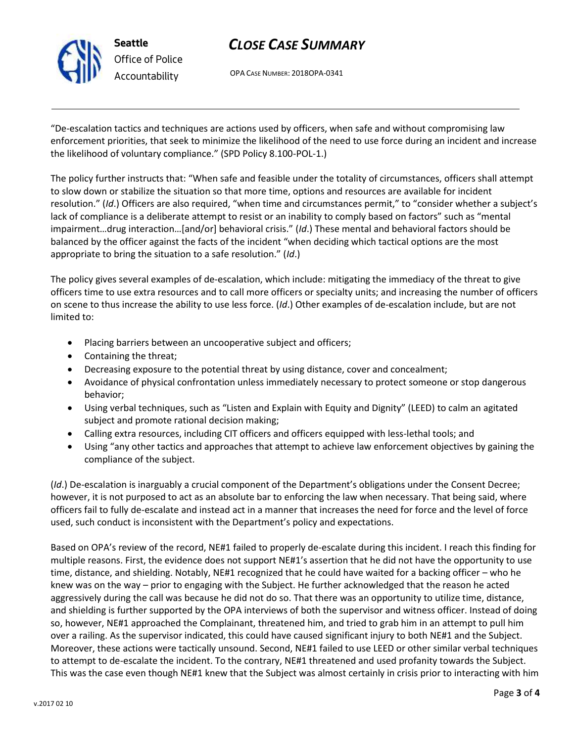"De-escalation tactics and techniques are actions used by officers, when safe and without compromising law enforcement priorities, that seek to minimize the likelihood of the need to use force during an incident and increase the likelihood of voluntary compliance." (SPD Policy 8.100-POL-1.)

The policy further instructs that: "When safe and feasible under the totality of circumstances, officers shall attempt to slow down or stabilize the situation so that more time, options and resources are available for incident resolution." (*Id*.) Officers are also required, "when time and circumstances permit," to "consider whether a subject's lack of compliance is a deliberate attempt to resist or an inability to comply based on factors" such as "mental impairment…drug interaction…[and/or] behavioral crisis." (*Id*.) These mental and behavioral factors should be balanced by the officer against the facts of the incident "when deciding which tactical options are the most appropriate to bring the situation to a safe resolution." (*Id*.)

The policy gives several examples of de-escalation, which include: mitigating the immediacy of the threat to give officers time to use extra resources and to call more officers or specialty units; and increasing the number of officers on scene to thus increase the ability to use less force. (*Id*.) Other examples of de-escalation include, but are not limited to:

- Placing barriers between an uncooperative subject and officers;
- Containing the threat;
- Decreasing exposure to the potential threat by using distance, cover and concealment;
- Avoidance of physical confrontation unless immediately necessary to protect someone or stop dangerous behavior;
- Using verbal techniques, such as "Listen and Explain with Equity and Dignity" (LEED) to calm an agitated subject and promote rational decision making;
- Calling extra resources, including CIT officers and officers equipped with less-lethal tools; and
- Using "any other tactics and approaches that attempt to achieve law enforcement objectives by gaining the compliance of the subject.

(*Id*.) De-escalation is inarguably a crucial component of the Department's obligations under the Consent Decree; however, it is not purposed to act as an absolute bar to enforcing the law when necessary. That being said, where officers fail to fully de-escalate and instead act in a manner that increases the need for force and the level of force used, such conduct is inconsistent with the Department's policy and expectations.

Based on OPA's review of the record, NE#1 failed to properly de-escalate during this incident. I reach this finding for multiple reasons. First, the evidence does not support NE#1's assertion that he did not have the opportunity to use time, distance, and shielding. Notably, NE#1 recognized that he could have waited for a backing officer – who he knew was on the way – prior to engaging with the Subject. He further acknowledged that the reason he acted aggressively during the call was because he did not do so. That there was an opportunity to utilize time, distance, and shielding is further supported by the OPA interviews of both the supervisor and witness officer. Instead of doing so, however, NE#1 approached the Complainant, threatened him, and tried to grab him in an attempt to pull him over a railing. As the supervisor indicated, this could have caused significant injury to both NE#1 and the Subject. Moreover, these actions were tactically unsound. Second, NE#1 failed to use LEED or other similar verbal techniques to attempt to de-escalate the incident. To the contrary, NE#1 threatened and used profanity towards the Subject. This was the case even though NE#1 knew that the Subject was almost certainly in crisis prior to interacting with him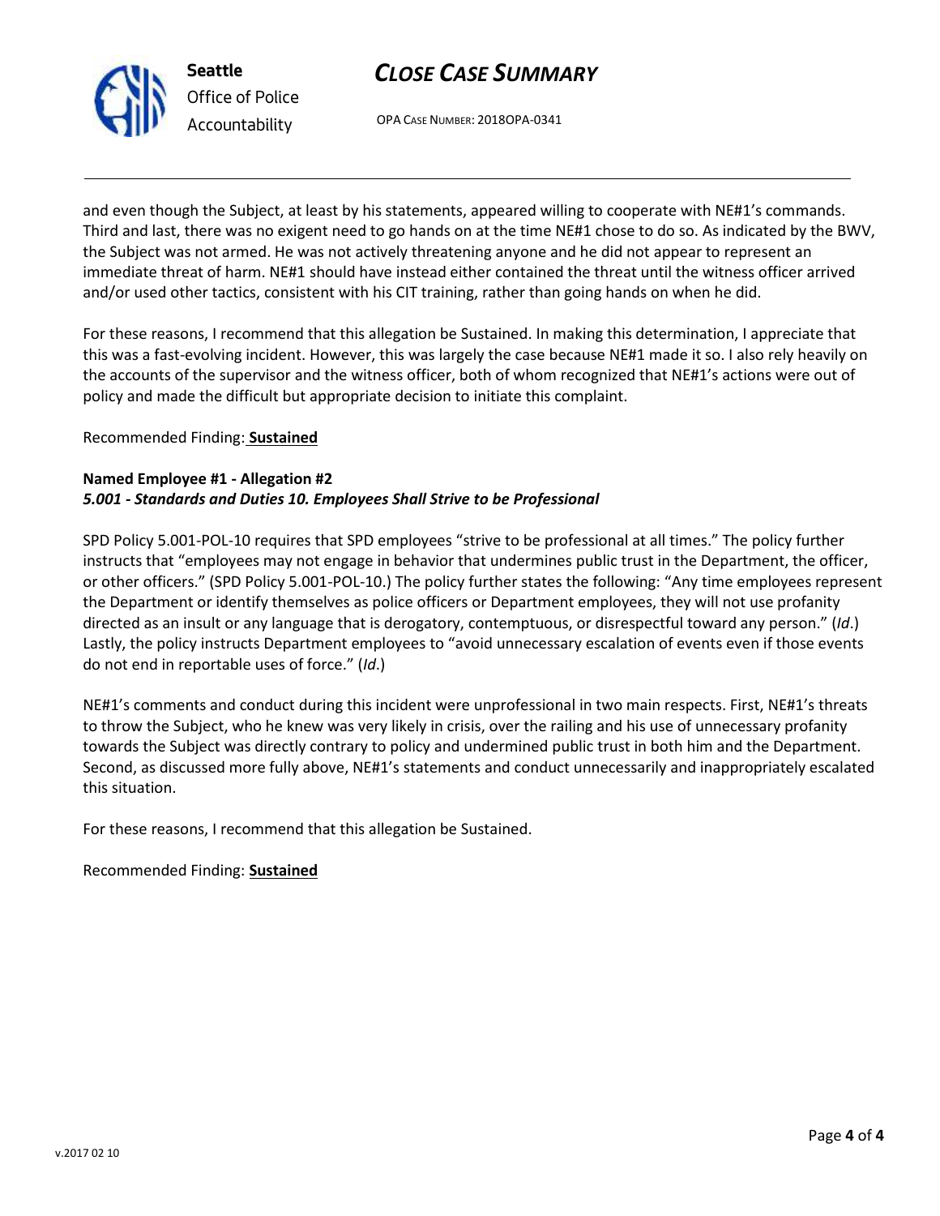and even though the Subject, at least by his statements, appeared willing to cooperate with NE#1's commands. Third and last, there was no exigent need to go hands on at the time NE#1 chose to do so. As indicated by the BWV, the Subject was not armed. He was not actively threatening anyone and he did not appear to represent an immediate threat of harm. NE#1 should have instead either contained the threat until the witness officer arrived and/or used other tactics, consistent with his CIT training, rather than going hands on when he did.

For these reasons, I recommend that this allegation be Sustained. In making this determination, I appreciate that this was a fast-evolving incident. However, this was largely the case because NE#1 made it so. I also rely heavily on the accounts of the supervisor and the witness officer, both of whom recognized that NE#1's actions were out of policy and made the difficult but appropriate decision to initiate this complaint.

Recommended Finding: **Sustained**

**Named Employee #1 - Allegation #2**
***5.001 - Standards and Duties 10. Employees Shall Strive to be Professional***

SPD Policy 5.001-POL-10 requires that SPD employees "strive to be professional at all times." The policy further instructs that "employees may not engage in behavior that undermines public trust in the Department, the officer, or other officers." (SPD Policy 5.001-POL-10.) The policy further states the following: "Any time employees represent the Department or identify themselves as police officers or Department employees, they will not use profanity directed as an insult or any language that is derogatory, contemptuous, or disrespectful toward any person." (*Id*.) Lastly, the policy instructs Department employees to "avoid unnecessary escalation of events even if those events do not end in reportable uses of force." (*Id*.)

NE#1's comments and conduct during this incident were unprofessional in two main respects. First, NE#1's threats to throw the Subject, who he knew was very likely in crisis, over the railing and his use of unnecessary profanity towards the Subject was directly contrary to policy and undermined public trust in both him and the Department. Second, as discussed more fully above, NE#1's statements and conduct unnecessarily and inappropriately escalated this situation.

For these reasons, I recommend that this allegation be Sustained.

Recommended Finding: **Sustained**